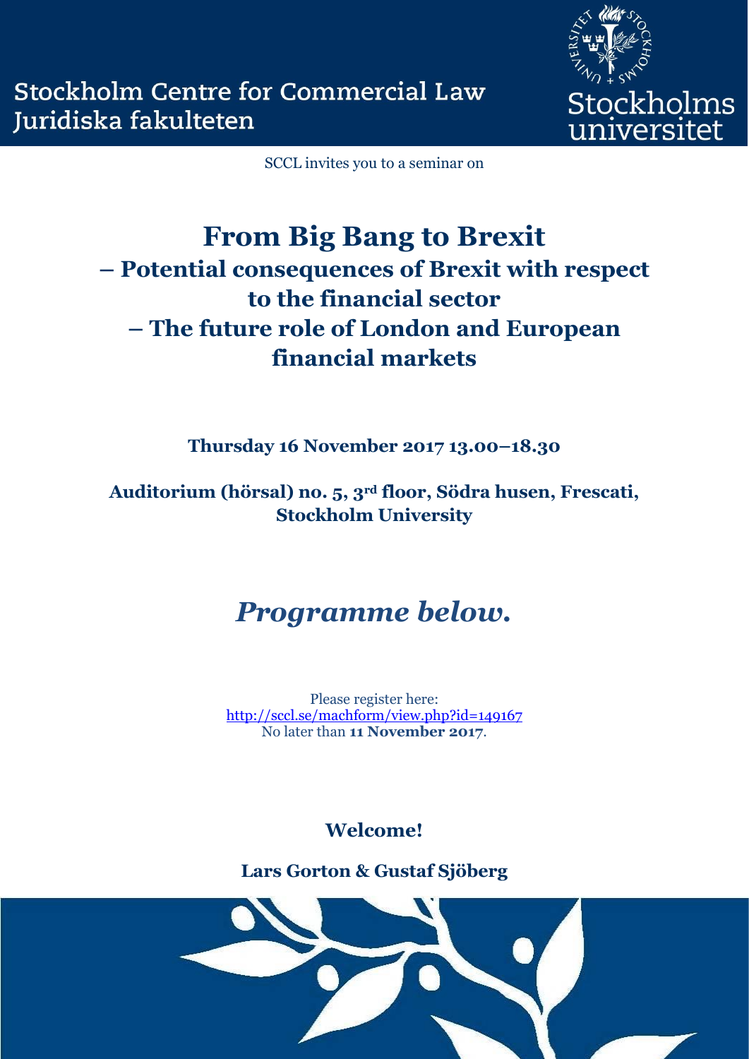Stockholm Centre for Commercial Law
Juridiska fakulteten

Stockholms universitet

SCCL invites you to a seminar on

# From Big Bang to Brexit
## – Potential consequences of Brexit with respect to the financial sector
## – The future role of London and European financial markets

**Thursday 16 November 2017 13.00–18.30**

**Auditorium (hörsal) no. 5, 3rd floor, Södra husen, Frescati, Stockholm University**

***Programme below.***

Please register here:
[http://sccl.se/machform/view.php?id=149167](http://sccl.se/machform/view.php?id=149167)
No later than **11 November 2017**.

**Welcome!**

**Lars Gorton & Gustaf Sjöberg**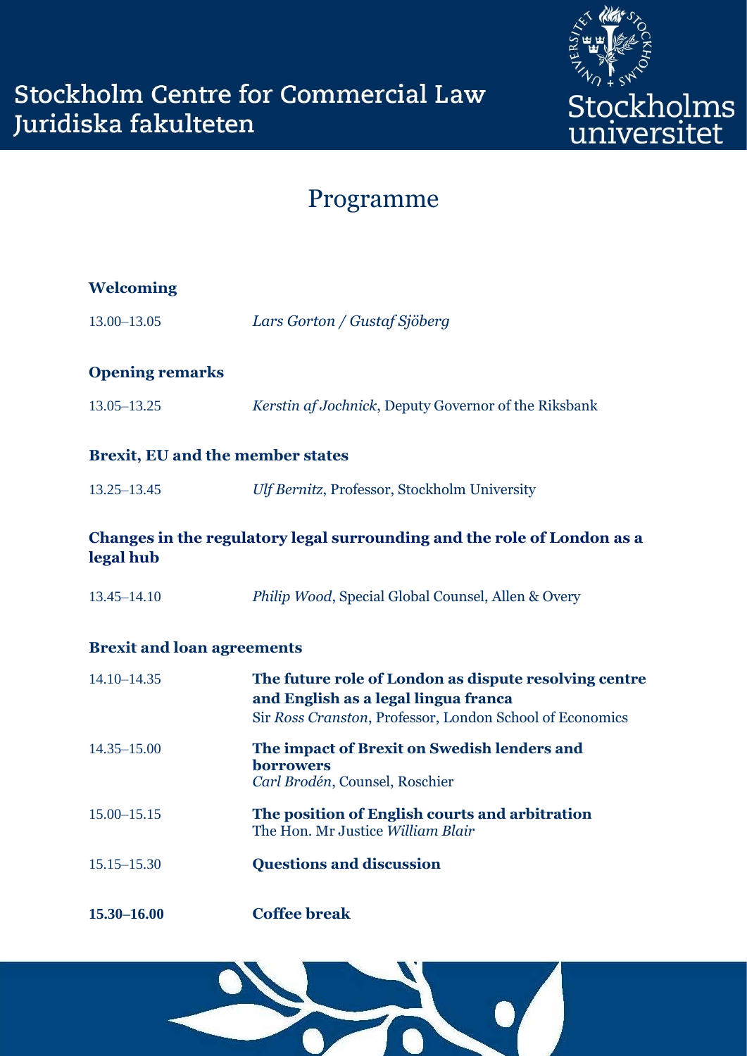Stockholm Centre for Commercial Law
Juridiska fakulteten

Stockholms universitet

# Programme

### Welcoming

13.00–13.05 *Lars Gorton / Gustaf Sjöberg*

### Opening remarks

13.05–13.25 *Kerstin af Jochnick*, Deputy Governor of the Riksbank

### Brexit, EU and the member states

13.25–13.45 *Ulf Bernitz*, Professor, Stockholm University

### Changes in the regulatory legal surrounding and the role of London as a legal hub

13.45–14.10 *Philip Wood*, Special Global Counsel, Allen & Overy

### Brexit and loan agreements

14.10–14.35 **The future role of London as dispute resolving centre and English as a legal lingua franca**
Sir *Ross Cranston*, Professor, London School of Economics

14.35–15.00 **The impact of Brexit on Swedish lenders and borrowers**
*Carl Brodén*, Counsel, Roschier

15.00–15.15 **The position of English courts and arbitration**
The Hon. Mr Justice *William Blair*

15.15–15.30 **Questions and discussion**

**15.30–16.00** **Coffee break**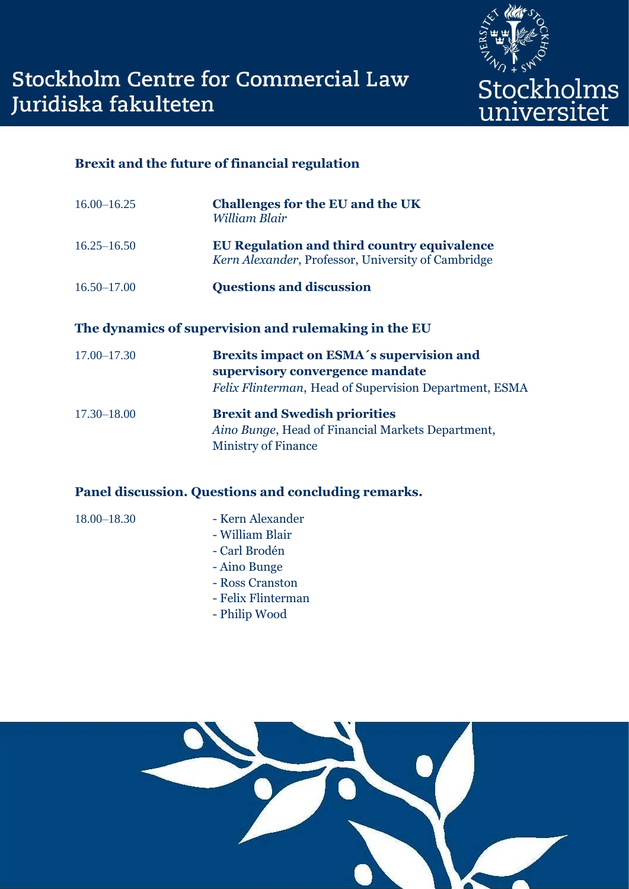Stockholm Centre for Commercial Law
Juridiska fakulteten

Stockholms universitet

## Brexit and the future of financial regulation

| | | |
|---|---|---|
| 16.00–16.25 | **Challenges for the EU and the UK**<br>*William Blair* |
| 16.25–16.50 | **EU Regulation and third country equivalence**<br>*Kern Alexander*, Professor, University of Cambridge |
| 16.50–17.00 | **Questions and discussion** |

## The dynamics of supervision and rulemaking in the EU

| | |
|---|---|
| 17.00–17.30 | **Brexits impact on ESMA´s supervision and supervisory convergence mandate**<br>*Felix Flinterman*, Head of Supervision Department, ESMA |
| 17.30–18.00 | **Brexit and Swedish priorities**<br>*Aino Bunge*, Head of Financial Markets Department, Ministry of Finance |

## Panel discussion. Questions and concluding remarks.

18.00–18.30

- Kern Alexander
- William Blair
- Carl Brodén
- Aino Bunge
- Ross Cranston
- Felix Flinterman
- Philip Wood